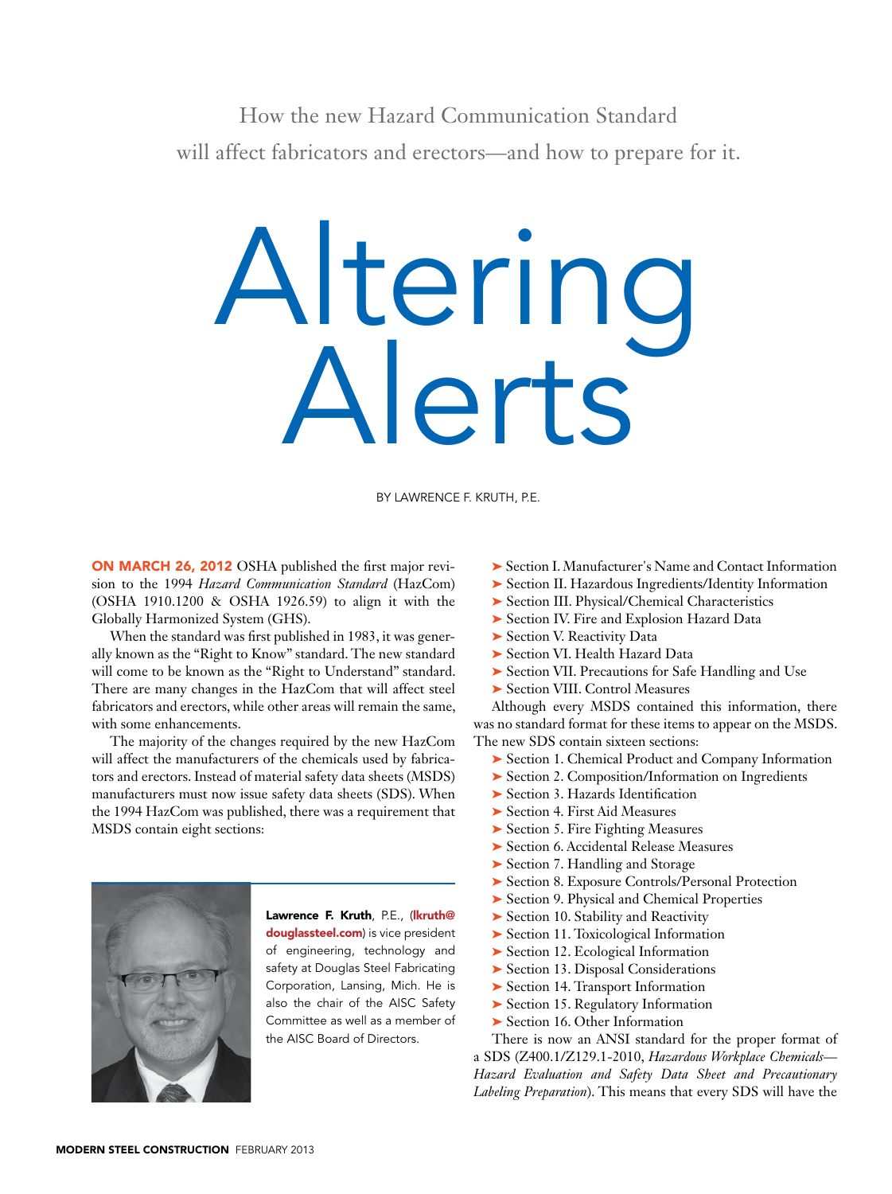How the new Hazard Communication Standard will affect fabricators and erectors—and how to prepare for it.

# Altering Alerts

BY LAWRENCE F. KRUTH, P.E.

**ON MARCH 26, 2012** OSHA published the first major revision to the 1994 *Hazard Communication Standard* (HazCom) (OSHA 1910.1200 & OSHA 1926.59) to align it with the Globally Harmonized System (GHS).

When the standard was first published in 1983, it was generally known as the "Right to Know" standard. The new standard will come to be known as the "Right to Understand" standard. There are many changes in the HazCom that will affect steel fabricators and erectors, while other areas will remain the same, with some enhancements.

The majority of the changes required by the new HazCom will affect the manufacturers of the chemicals used by fabricators and erectors. Instead of material safety data sheets (MSDS) manufacturers must now issue safety data sheets (SDS). When the 1994 HazCom was published, there was a requirement that MSDS contain eight sections:

- Section I. Manufacturer's Name and Contact Information
- Section II. Hazardous Ingredients/Identity Information
- Section III. Physical/Chemical Characteristics
- Section IV. Fire and Explosion Hazard Data
- Section V. Reactivity Data
- Section VI. Health Hazard Data
- Section VII. Precautions for Safe Handling and Use
- Section VIII. Control Measures

Although every MSDS contained this information, there was no standard format for these items to appear on the MSDS. The new SDS contain sixteen sections:

- Section 1. Chemical Product and Company Information
- Section 2. Composition/Information on Ingredients
- Section 3. Hazards Identification
- Section 4. First Aid Measures
- Section 5. Fire Fighting Measures
- Section 6. Accidental Release Measures
- Section 7. Handling and Storage
- Section 8. Exposure Controls/Personal Protection
- Section 9. Physical and Chemical Properties
- Section 10. Stability and Reactivity
- Section 11. Toxicological Information
- Section 12. Ecological Information
- Section 13. Disposal Considerations
- Section 14. Transport Information
- Section 15. Regulatory Information
- Section 16. Other Information

There is now an ANSI standard for the proper format of a SDS (Z400.1/Z129.1-2010, *Hazardous Workplace Chemicals—Hazard Evaluation and Safety Data Sheet and Precautionary Labeling Preparation*). This means that every SDS will have the

**Lawrence F. Kruth**, P.E., (**lkruth@douglassteel.com**) is vice president of engineering, technology and safety at Douglas Steel Fabricating Corporation, Lansing, Mich. He is also the chair of the AISC Safety Committee as well as a member of the AISC Board of Directors.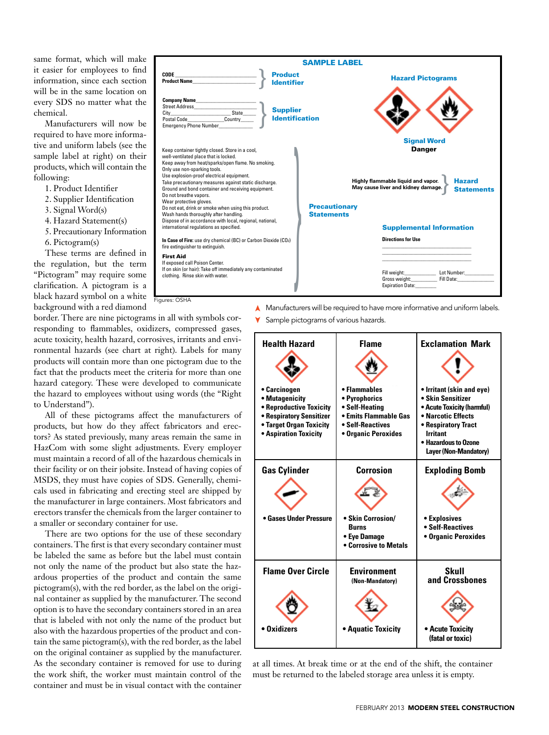same format, which will make it easier for employees to find information, since each section will be in the same location on every SDS no matter what the chemical.

Manufacturers will now be required to have more informative and uniform labels (see the sample label at right) on their products, which will contain the following:

1. Product Identifier
2. Supplier Identification
3. Signal Word(s)
4. Hazard Statement(s)
5. Precautionary Information
6. Pictogram(s)

These terms are defined in the regulation, but the term "Pictogram" may require some clarification. A pictogram is a black hazard symbol on a white background with a red diamond border. There are nine pictograms in all with symbols corresponding to flammables, oxidizers, compressed gases, acute toxicity, health hazard, corrosives, irritants and environmental hazards (see chart at right). Labels for many products will contain more than one pictogram due to the fact that the products meet the criteria for more than one hazard category. These were developed to communicate the hazard to employees without using words (the "Right to Understand").

All of these pictograms affect the manufacturers of products, but how do they affect fabricators and erectors? As stated previously, many areas remain the same in HazCom with some slight adjustments. Every employer must maintain a record of all of the hazardous chemicals in their facility or on their jobsite. Instead of having copies of MSDS, they must have copies of SDS. Generally, chemicals used in fabricating and erecting steel are shipped by the manufacturer in large containers. Most fabricators and erectors transfer the chemicals from the larger container to a smaller or secondary container for use.

There are two options for the use of these secondary containers. The first is that every secondary container must be labeled the same as before but the label must contain not only the name of the product but also state the hazardous properties of the product and contain the same pictogram(s), with the red border, as the label on the original container as supplied by the manufacturer. The second option is to have the secondary containers stored in an area that is labeled with not only the name of the product but also with the hazardous properties of the product and contain the same pictogram(s), with the red border, as the label on the original container as supplied by the manufacturer. As the secondary container is removed for use to during the work shift, the worker must maintain control of the container and must be in visual contact with the container at all times. At break time or at the end of the shift, the container must be returned to the labeled storage area unless it is empty.

**SAMPLE LABEL**

**Product Identifier**
CODE ____________
Product Name ____________

**Supplier Identification**
Company Name ____________
Street Address ____________
City ____________ State ____
Postal Code ____________ Country ____
Emergency Phone Number ____________

**Hazard Pictograms**

**Signal Word**
Danger

**Hazard Statements**
Highly flammable liquid and vapor.
May cause liver and kidney damage.

**Precautionary Statements**
Keep container tightly closed. Store in a cool, well-ventilated place that is locked.
Keep away from heat/sparks/open flame. No smoking.
Only use non-sparking tools.
Use explosion-proof electrical equipment.
Take precautionary measures against static discharge.
Ground and bond container and receiving equipment.
Do not breathe vapors.
Wear protective gloves.
Do not eat, drink or smoke when using this product.
Wash hands thoroughly after handling.
Dispose of in accordance with local, regional, national, international regulations as specified.

**In Case of Fire:** use dry chemical (BC) or Carbon Dioxide ($CO_2$) fire extinguisher to extinguish.

**First Aid**
If exposed call Poison Center.
If on skin (or hair): Take off immediately any contaminated clothing. Rinse skin with water.

**Supplemental Information**
**Directions for Use**
____________
Fill weight: ________ Lot Number: ________
Gross weight: ________ Fill Date: ________
Expiration Date: ________

Figures: OSHA

▲ Manufacturers will be required to have more informative and uniform labels.

▼ Sample pictograms of various hazards.

| Health Hazard | Flame | Exclamation Mark |
|---|---|---|
| • Carcinogen<br>• Mutagenicity<br>• Reproductive Toxicity<br>• Respiratory Sensitizer<br>• Target Organ Toxicity<br>• Aspiration Toxicity | • Flammables<br>• Pyrophorics<br>• Self-Heating<br>• Emits Flammable Gas<br>• Self-Reactives<br>• Organic Peroxides | • Irritant (skin and eye)<br>• Skin Sensitizer<br>• Acute Toxicity (harmful)<br>• Narcotic Effects<br>• Respiratory Tract Irritant<br>• Hazardous to Ozone Layer (Non-Mandatory) |
| **Gas Cylinder** | **Corrosion** | **Exploding Bomb** |
| • Gases Under Pressure | • Skin Corrosion/Burns<br>• Eye Damage<br>• Corrosive to Metals | • Explosives<br>• Self-Reactives<br>• Organic Peroxides |
| **Flame Over Circle** | **Environment (Non-Mandatory)** | **Skull and Crossbones** |
| • Oxidizers | • Aquatic Toxicity | • Acute Toxicity (fatal or toxic) |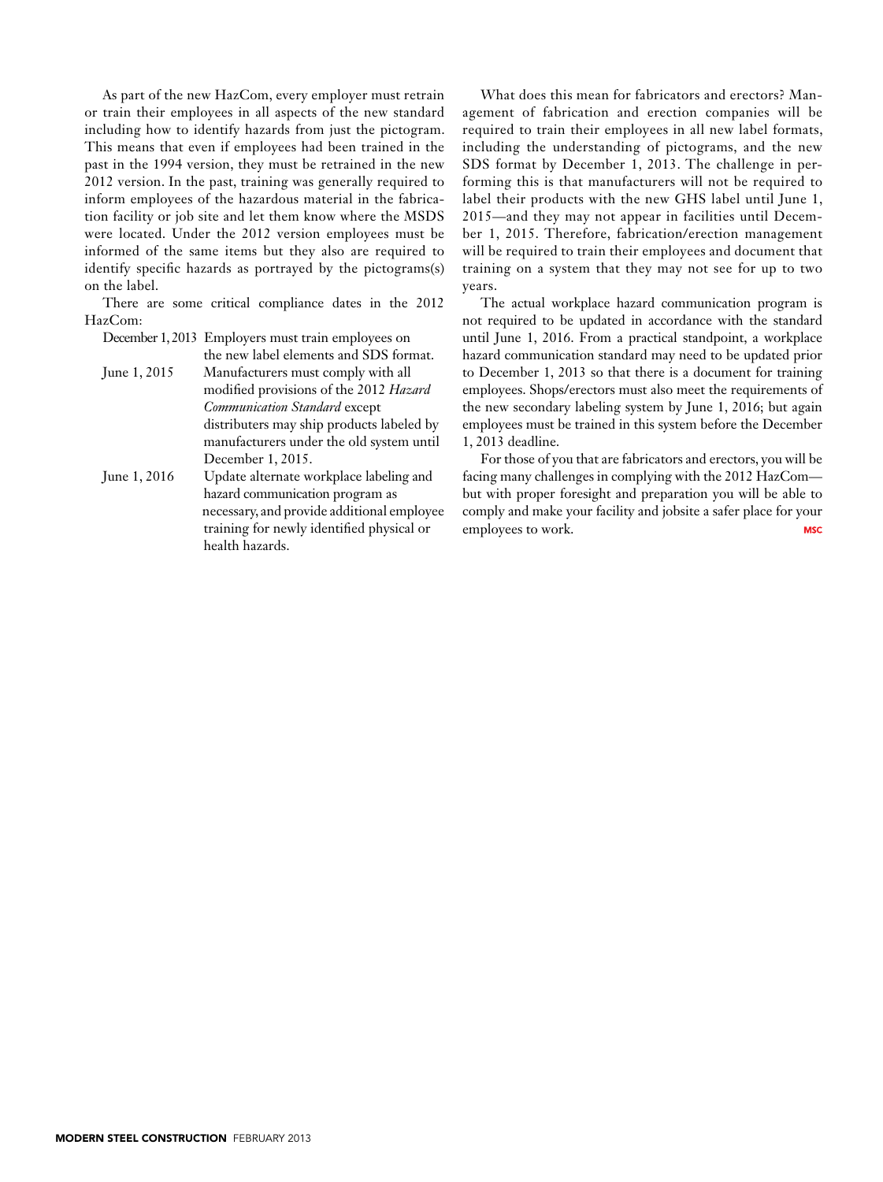As part of the new HazCom, every employer must retrain or train their employees in all aspects of the new standard including how to identify hazards from just the pictogram. This means that even if employees had been trained in the past in the 1994 version, they must be retrained in the new 2012 version. In the past, training was generally required to inform employees of the hazardous material in the fabrication facility or job site and let them know where the MSDS were located. Under the 2012 version employees must be informed of the same items but they also are required to identify specific hazards as portrayed by the pictograms(s) on the label.

There are some critical compliance dates in the 2012 HazCom:

| | |
|---|---|
| December 1, 2013 | Employers must train employees on the new label elements and SDS format. |
| June 1, 2015 | Manufacturers must comply with all modified provisions of the 2012 *Hazard Communication Standard* except distributers may ship products labeled by manufacturers under the old system until December 1, 2015. |
| June 1, 2016 | Update alternate workplace labeling and hazard communication program as necessary, and provide additional employee training for newly identified physical or health hazards. |

What does this mean for fabricators and erectors? Management of fabrication and erection companies will be required to train their employees in all new label formats, including the understanding of pictograms, and the new SDS format by December 1, 2013. The challenge in performing this is that manufacturers will not be required to label their products with the new GHS label until June 1, 2015—and they may not appear in facilities until December 1, 2015. Therefore, fabrication/erection management will be required to train their employees and document that training on a system that they may not see for up to two years.

The actual workplace hazard communication program is not required to be updated in accordance with the standard until June 1, 2016. From a practical standpoint, a workplace hazard communication standard may need to be updated prior to December 1, 2013 so that there is a document for training employees. Shops/erectors must also meet the requirements of the new secondary labeling system by June 1, 2016; but again employees must be trained in this system before the December 1, 2013 deadline.

For those of you that are fabricators and erectors, you will be facing many challenges in complying with the 2012 HazCom—but with proper foresight and preparation you will be able to comply and make your facility and jobsite a safer place for your employees to work. MSC